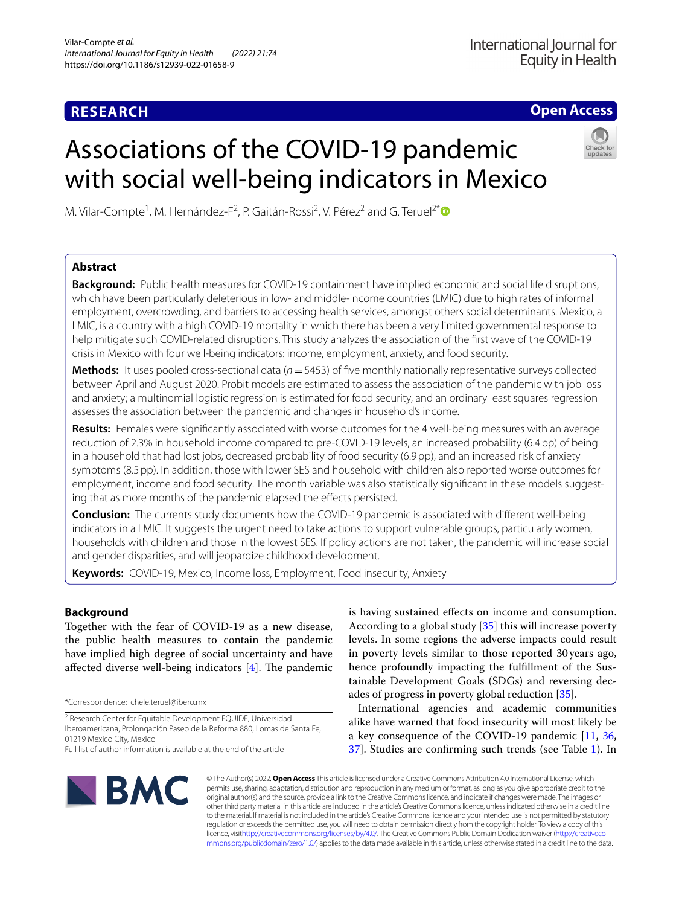RESEARCH

Open Access

# Associations of the COVID-19 pandemic with social well-being indicators in Mexico

M. Vilar-Compte[1], M. Hernández-F[2], P. Gaitán-Rossi[2], V. Pérez[2] and G. Teruel[2*]

## Abstract

**Background:** Public health measures for COVID-19 containment have implied economic and social life disruptions, which have been particularly deleterious in low- and middle-income countries (LMIC) due to high rates of informal employment, overcrowding, and barriers to accessing health services, amongst others social determinants. Mexico, a LMIC, is a country with a high COVID-19 mortality in which there has been a very limited governmental response to help mitigate such COVID-related disruptions. This study analyzes the association of the first wave of the COVID-19 crisis in Mexico with four well-being indicators: income, employment, anxiety, and food security.

**Methods:** It uses pooled cross-sectional data ($n = 5453$) of five monthly nationally representative surveys collected between April and August 2020. Probit models are estimated to assess the association of the pandemic with job loss and anxiety; a multinomial logistic regression is estimated for food security, and an ordinary least squares regression assesses the association between the pandemic and changes in household's income.

**Results:** Females were significantly associated with worse outcomes for the 4 well-being measures with an average reduction of 2.3% in household income compared to pre-COVID-19 levels, an increased probability (6.4 pp) of being in a household that had lost jobs, decreased probability of food security (6.9 pp), and an increased risk of anxiety symptoms (8.5 pp). In addition, those with lower SES and household with children also reported worse outcomes for employment, income and food security. The month variable was also statistically significant in these models suggesting that as more months of the pandemic elapsed the effects persisted.

**Conclusion:** The currents study documents how the COVID-19 pandemic is associated with different well-being indicators in a LMIC. It suggests the urgent need to take actions to support vulnerable groups, particularly women, households with children and those in the lowest SES. If policy actions are not taken, the pandemic will increase social and gender disparities, and will jeopardize childhood development.

**Keywords:** COVID-19, Mexico, Income loss, Employment, Food insecurity, Anxiety

## Background

Together with the fear of COVID-19 as a new disease, the public health measures to contain the pandemic have implied high degree of social uncertainty and have affected diverse well-being indicators [4]. The pandemic is having sustained effects on income and consumption. According to a global study [35] this will increase poverty levels. In some regions the adverse impacts could result in poverty levels similar to those reported 30 years ago, hence profoundly impacting the fulfillment of the Sustainable Development Goals (SDGs) and reversing decades of progress in poverty global reduction [35].

International agencies and academic communities alike have warned that food insecurity will most likely be a key consequence of the COVID-19 pandemic [11, 36, 37]. Studies are confirming such trends (see Table 1). In

*Correspondence: chele.teruel@ibero.mx

[2] Research Center for Equitable Development EQUIDE, Universidad Iberoamericana, Prolongación Paseo de la Reforma 880, Lomas de Santa Fe, 01219 Mexico City, Mexico

Full list of author information is available at the end of the article

© The Author(s) 2022. **Open Access** This article is licensed under a Creative Commons Attribution 4.0 International License, which permits use, sharing, adaptation, distribution and reproduction in any medium or format, as long as you give appropriate credit to the original author(s) and the source, provide a link to the Creative Commons licence, and indicate if changes were made. The images or other third party material in this article are included in the article's Creative Commons licence, unless indicated otherwise in a credit line to the material. If material is not included in the article's Creative Commons licence and your intended use is not permitted by statutory regulation or exceeds the permitted use, you will need to obtain permission directly from the copyright holder. To view a copy of this licence, visit http://creativecommons.org/licenses/by/4.0/. The Creative Commons Public Domain Dedication waiver (http://creativecommons.org/publicdomain/zero/1.0/) applies to the data made available in this article, unless otherwise stated in a credit line to the data.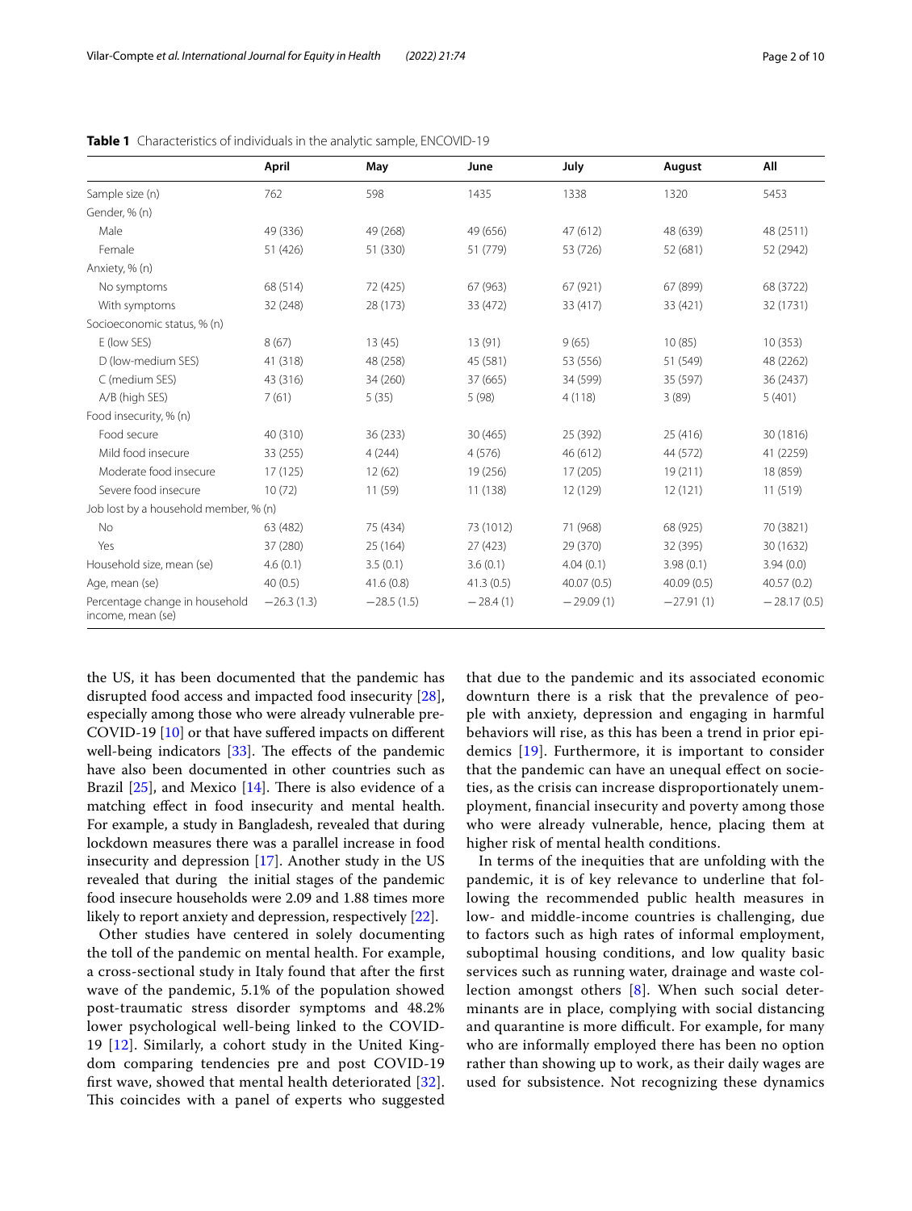**Table 1** Characteristics of individuals in the analytic sample, ENCOVID-19

| | April | May | June | July | August | All |
|---|---|---|---|---|---|---|
| Sample size (n) | 762 | 598 | 1435 | 1338 | 1320 | 5453 |
| Gender, % (n) | | | | | | |
| Male | 49 (336) | 49 (268) | 49 (656) | 47 (612) | 48 (639) | 48 (2511) |
| Female | 51 (426) | 51 (330) | 51 (779) | 53 (726) | 52 (681) | 52 (2942) |
| Anxiety, % (n) | | | | | | |
| No symptoms | 68 (514) | 72 (425) | 67 (963) | 67 (921) | 67 (899) | 68 (3722) |
| With symptoms | 32 (248) | 28 (173) | 33 (472) | 33 (417) | 33 (421) | 32 (1731) |
| Socioeconomic status, % (n) | | | | | | |
| E (low SES) | 8 (67) | 13 (45) | 13 (91) | 9 (65) | 10 (85) | 10 (353) |
| D (low-medium SES) | 41 (318) | 48 (258) | 45 (581) | 53 (556) | 51 (549) | 48 (2262) |
| C (medium SES) | 43 (316) | 34 (260) | 37 (665) | 34 (599) | 35 (597) | 36 (2437) |
| A/B (high SES) | 7 (61) | 5 (35) | 5 (98) | 4 (118) | 3 (89) | 5 (401) |
| Food insecurity, % (n) | | | | | | |
| Food secure | 40 (310) | 36 (233) | 30 (465) | 25 (392) | 25 (416) | 30 (1816) |
| Mild food insecure | 33 (255) | 4 (244) | 4 (576) | 46 (612) | 44 (572) | 41 (2259) |
| Moderate food insecure | 17 (125) | 12 (62) | 19 (256) | 17 (205) | 19 (211) | 18 (859) |
| Severe food insecure | 10 (72) | 11 (59) | 11 (138) | 12 (129) | 12 (121) | 11 (519) |
| Job lost by a household member, % (n) | | | | | | |
| No | 63 (482) | 75 (434) | 73 (1012) | 71 (968) | 68 (925) | 70 (3821) |
| Yes | 37 (280) | 25 (164) | 27 (423) | 29 (370) | 32 (395) | 30 (1632) |
| Household size, mean (se) | 4.6 (0.1) | 3.5 (0.1) | 3.6 (0.1) | 4.04 (0.1) | 3.98 (0.1) | 3.94 (0.0) |
| Age, mean (se) | 40 (0.5) | 41.6 (0.8) | 41.3 (0.5) | 40.07 (0.5) | 40.09 (0.5) | 40.57 (0.2) |
| Percentage change in household income, mean (se) | −26.3 (1.3) | −28.5 (1.5) | −28.4 (1) | −29.09 (1) | −27.91 (1) | −28.17 (0.5) |

the US, it has been documented that the pandemic has disrupted food access and impacted food insecurity [28], especially among those who were already vulnerable pre-COVID-19 [10] or that have suffered impacts on different well-being indicators [33]. The effects of the pandemic have also been documented in other countries such as Brazil [25], and Mexico [14]. There is also evidence of a matching effect in food insecurity and mental health. For example, a study in Bangladesh, revealed that during lockdown measures there was a parallel increase in food insecurity and depression [17]. Another study in the US revealed that during the initial stages of the pandemic food insecure households were 2.09 and 1.88 times more likely to report anxiety and depression, respectively [22].

Other studies have centered in solely documenting the toll of the pandemic on mental health. For example, a cross-sectional study in Italy found that after the first wave of the pandemic, 5.1% of the population showed post-traumatic stress disorder symptoms and 48.2% lower psychological well-being linked to the COVID-19 [12]. Similarly, a cohort study in the United Kingdom comparing tendencies pre and post COVID-19 first wave, showed that mental health deteriorated [32]. This coincides with a panel of experts who suggested that due to the pandemic and its associated economic downturn there is a risk that the prevalence of people with anxiety, depression and engaging in harmful behaviors will rise, as this has been a trend in prior epidemics [19]. Furthermore, it is important to consider that the pandemic can have an unequal effect on societies, as the crisis can increase disproportionately unemployment, financial insecurity and poverty among those who were already vulnerable, hence, placing them at higher risk of mental health conditions.

In terms of the inequities that are unfolding with the pandemic, it is of key relevance to underline that following the recommended public health measures in low- and middle-income countries is challenging, due to factors such as high rates of informal employment, suboptimal housing conditions, and low quality basic services such as running water, drainage and waste collection amongst others [8]. When such social determinants are in place, complying with social distancing and quarantine is more difficult. For example, for many who are informally employed there has been no option rather than showing up to work, as their daily wages are used for subsistence. Not recognizing these dynamics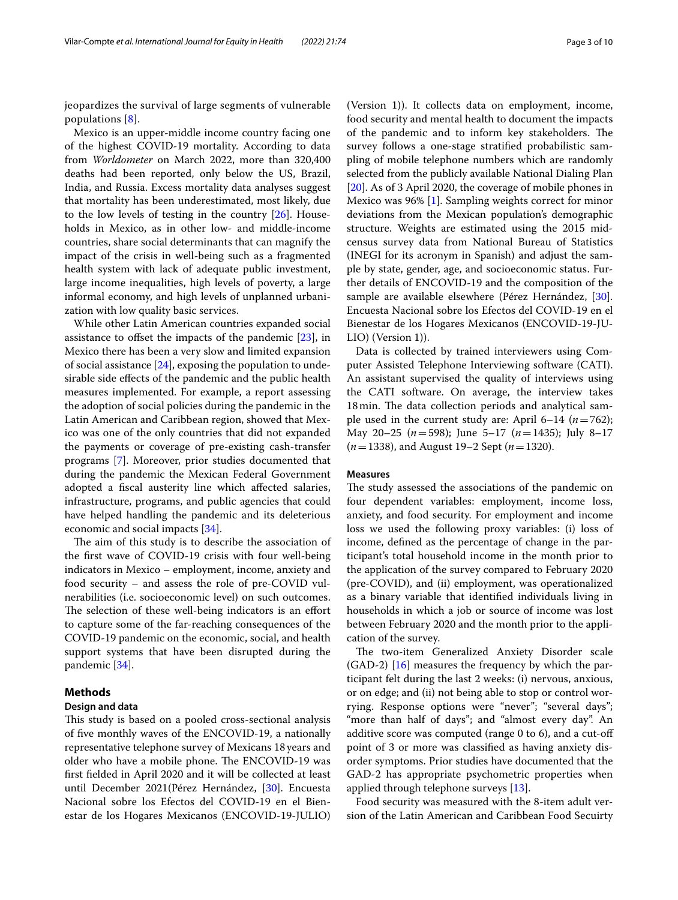jeopardizes the survival of large segments of vulnerable populations [8].

Mexico is an upper-middle income country facing one of the highest COVID-19 mortality. According to data from *Worldometer* on March 2022, more than 320,400 deaths had been reported, only below the US, Brazil, India, and Russia. Excess mortality data analyses suggest that mortality has been underestimated, most likely, due to the low levels of testing in the country [26]. Households in Mexico, as in other low- and middle-income countries, share social determinants that can magnify the impact of the crisis in well-being such as a fragmented health system with lack of adequate public investment, large income inequalities, high levels of poverty, a large informal economy, and high levels of unplanned urbanization with low quality basic services.

While other Latin American countries expanded social assistance to offset the impacts of the pandemic [23], in Mexico there has been a very slow and limited expansion of social assistance [24], exposing the population to undesirable side effects of the pandemic and the public health measures implemented. For example, a report assessing the adoption of social policies during the pandemic in the Latin American and Caribbean region, showed that Mexico was one of the only countries that did not expanded the payments or coverage of pre-existing cash-transfer programs [7]. Moreover, prior studies documented that during the pandemic the Mexican Federal Government adopted a fiscal austerity line which affected salaries, infrastructure, programs, and public agencies that could have helped handling the pandemic and its deleterious economic and social impacts [34].

The aim of this study is to describe the association of the first wave of COVID-19 crisis with four well-being indicators in Mexico – employment, income, anxiety and food security – and assess the role of pre-COVID vulnerabilities (i.e. socioeconomic level) on such outcomes. The selection of these well-being indicators is an effort to capture some of the far-reaching consequences of the COVID-19 pandemic on the economic, social, and health support systems that have been disrupted during the pandemic [34].

## Methods

### Design and data

This study is based on a pooled cross-sectional analysis of five monthly waves of the ENCOVID-19, a nationally representative telephone survey of Mexicans 18 years and older who have a mobile phone. The ENCOVID-19 was first fielded in April 2020 and it will be collected at least until December 2021(Pérez Hernández, [30]. Encuesta Nacional sobre los Efectos del COVID-19 en el Bienestar de los Hogares Mexicanos (ENCOVID-19-JULIO) (Version 1)). It collects data on employment, income, food security and mental health to document the impacts of the pandemic and to inform key stakeholders. The survey follows a one-stage stratified probabilistic sampling of mobile telephone numbers which are randomly selected from the publicly available National Dialing Plan [20]. As of 3 April 2020, the coverage of mobile phones in Mexico was 96% [1]. Sampling weights correct for minor deviations from the Mexican population's demographic structure. Weights are estimated using the 2015 mid-census survey data from National Bureau of Statistics (INEGI for its acronym in Spanish) and adjust the sample by state, gender, age, and socioeconomic status. Further details of ENCOVID-19 and the composition of the sample are available elsewhere (Pérez Hernández, [30]. Encuesta Nacional sobre los Efectos del COVID-19 en el Bienestar de los Hogares Mexicanos (ENCOVID-19-JULIO) (Version 1)).

Data is collected by trained interviewers using Computer Assisted Telephone Interviewing software (CATI). An assistant supervised the quality of interviews using the CATI software. On average, the interview takes 18 min. The data collection periods and analytical sample used in the current study are: April 6–14 ($n=762$); May 20–25 ($n=598$); June 5–17 ($n=1435$); July 8–17 ($n=1338$), and August 19–2 Sept ($n=1320$).

### Measures

The study assessed the associations of the pandemic on four dependent variables: employment, income loss, anxiety, and food security. For employment and income loss we used the following proxy variables: (i) loss of income, defined as the percentage of change in the participant's total household income in the month prior to the application of the survey compared to February 2020 (pre-COVID), and (ii) employment, was operationalized as a binary variable that identified individuals living in households in which a job or source of income was lost between February 2020 and the month prior to the application of the survey.

The two-item Generalized Anxiety Disorder scale (GAD-2) [16] measures the frequency by which the participant felt during the last 2 weeks: (i) nervous, anxious, or on edge; and (ii) not being able to stop or control worrying. Response options were "never"; "several days"; "more than half of days"; and "almost every day". An additive score was computed (range 0 to 6), and a cut-off point of 3 or more was classified as having anxiety disorder symptoms. Prior studies have documented that the GAD-2 has appropriate psychometric properties when applied through telephone surveys [13].

Food security was measured with the 8-item adult version of the Latin American and Caribbean Food Secuirty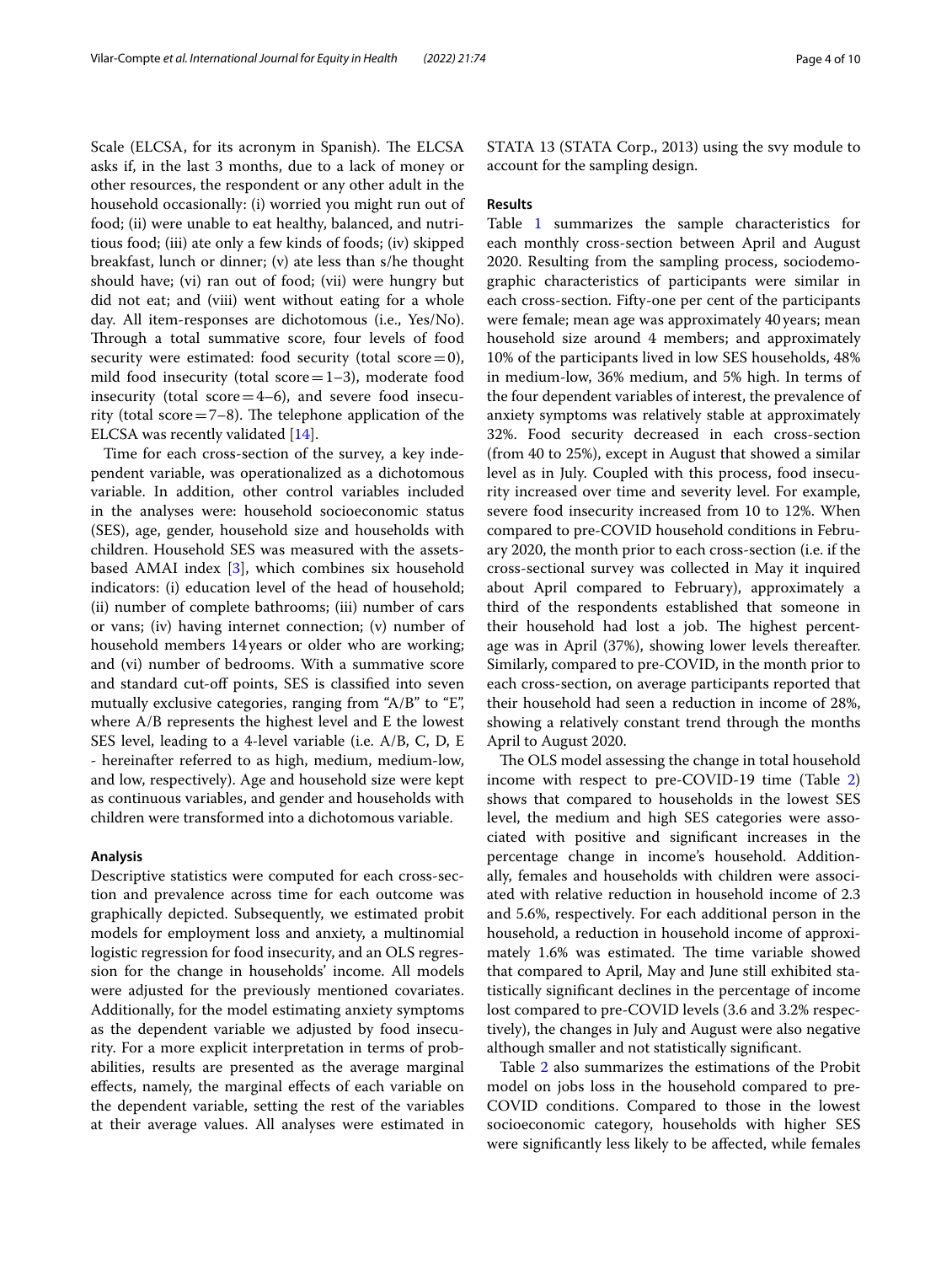Scale (ELCSA, for its acronym in Spanish). The ELCSA asks if, in the last 3 months, due to a lack of money or other resources, the respondent or any other adult in the household occasionally: (i) worried you might run out of food; (ii) were unable to eat healthy, balanced, and nutritious food; (iii) ate only a few kinds of foods; (iv) skipped breakfast, lunch or dinner; (v) ate less than s/he thought should have; (vi) ran out of food; (vii) were hungry but did not eat; and (viii) went without eating for a whole day. All item-responses are dichotomous (i.e., Yes/No). Through a total summative score, four levels of food security were estimated: food security (total score = 0), mild food insecurity (total score = 1–3), moderate food insecurity (total score = 4–6), and severe food insecurity (total score = 7–8). The telephone application of the ELCSA was recently validated [14].

Time for each cross-section of the survey, a key independent variable, was operationalized as a dichotomous variable. In addition, other control variables included in the analyses were: household socioeconomic status (SES), age, gender, household size and households with children. Household SES was measured with the assets-based AMAI index [3], which combines six household indicators: (i) education level of the head of household; (ii) number of complete bathrooms; (iii) number of cars or vans; (iv) having internet connection; (v) number of household members 14 years or older who are working; and (vi) number of bedrooms. With a summative score and standard cut-off points, SES is classified into seven mutually exclusive categories, ranging from "A/B" to "E", where A/B represents the highest level and E the lowest SES level, leading to a 4-level variable (i.e. A/B, C, D, E - hereinafter referred to as high, medium, medium-low, and low, respectively). Age and household size were kept as continuous variables, and gender and households with children were transformed into a dichotomous variable.

### Analysis

Descriptive statistics were computed for each cross-section and prevalence across time for each outcome was graphically depicted. Subsequently, we estimated probit models for employment loss and anxiety, a multinomial logistic regression for food insecurity, and an OLS regression for the change in households' income. All models were adjusted for the previously mentioned covariates. Additionally, for the model estimating anxiety symptoms as the dependent variable we adjusted by food insecurity. For a more explicit interpretation in terms of probabilities, results are presented as the average marginal effects, namely, the marginal effects of each variable on the dependent variable, setting the rest of the variables at their average values. All analyses were estimated in STATA 13 (STATA Corp., 2013) using the svy module to account for the sampling design.

## Results

Table 1 summarizes the sample characteristics for each monthly cross-section between April and August 2020. Resulting from the sampling process, sociodemographic characteristics of participants were similar in each cross-section. Fifty-one per cent of the participants were female; mean age was approximately 40 years; mean household size around 4 members; and approximately 10% of the participants lived in low SES households, 48% in medium-low, 36% medium, and 5% high. In terms of the four dependent variables of interest, the prevalence of anxiety symptoms was relatively stable at approximately 32%. Food security decreased in each cross-section (from 40 to 25%), except in August that showed a similar level as in July. Coupled with this process, food insecurity increased over time and severity level. For example, severe food insecurity increased from 10 to 12%. When compared to pre-COVID household conditions in February 2020, the month prior to each cross-section (i.e. if the cross-sectional survey was collected in May it inquired about April compared to February), approximately a third of the respondents established that someone in their household had lost a job. The highest percentage was in April (37%), showing lower levels thereafter. Similarly, compared to pre-COVID, in the month prior to each cross-section, on average participants reported that their household had seen a reduction in income of 28%, showing a relatively constant trend through the months April to August 2020.

The OLS model assessing the change in total household income with respect to pre-COVID-19 time (Table 2) shows that compared to households in the lowest SES level, the medium and high SES categories were associated with positive and significant increases in the percentage change in income's household. Additionally, females and households with children were associated with relative reduction in household income of 2.3 and 5.6%, respectively. For each additional person in the household, a reduction in household income of approximately 1.6% was estimated. The time variable showed that compared to April, May and June still exhibited statistically significant declines in the percentage of income lost compared to pre-COVID levels (3.6 and 3.2% respectively), the changes in July and August were also negative although smaller and not statistically significant.

Table 2 also summarizes the estimations of the Probit model on jobs loss in the household compared to pre-COVID conditions. Compared to those in the lowest socioeconomic category, households with higher SES were significantly less likely to be affected, while females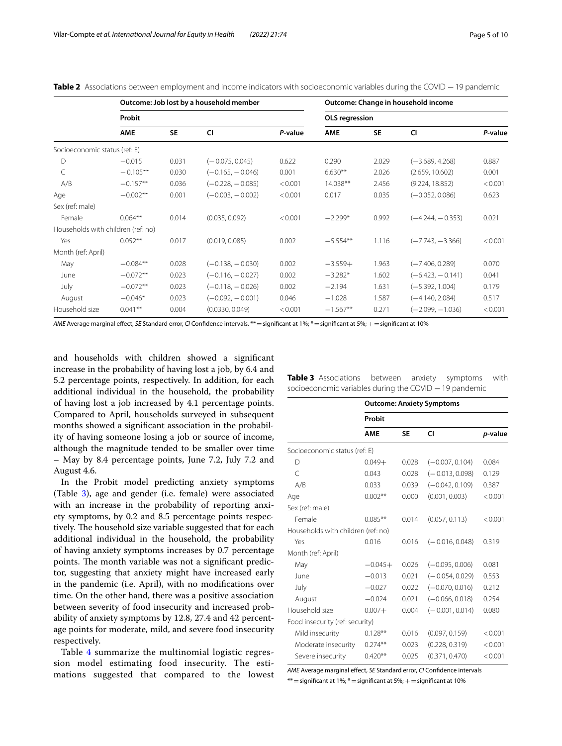**Table 2** Associations between employment and income indicators with socioeconomic variables during the COVID − 19 pandemic

| | Outcome: Job lost by a household member | | | | Outcome: Change in household income | | | |
|---|---|---|---|---|---|---|---|---|
| | Probit | | | | OLS regression | | | |
| | AME | SE | CI | *P*-value | AME | SE | CI | *P*-value |
| Socioeconomic status (ref: E) | | | | | | | | |
| D | −0.015 | 0.031 | (− 0.075, 0.045) | 0.622 | 0.290 | 2.029 | (−3.689, 4.268) | 0.887 |
| C | − 0.105** | 0.030 | (−0.165, − 0.046) | 0.001 | 6.630** | 2.026 | (2.659, 10.602) | 0.001 |
| A/B | −0.157** | 0.036 | (−0.228, − 0.085) | < 0.001 | 14.038** | 2.456 | (9.224, 18.852) | < 0.001 |
| Age | −0.002** | 0.001 | (−0.003, − 0.002) | < 0.001 | 0.017 | 0.035 | (−0.052, 0.086) | 0.623 |
| Sex (ref: male) | | | | | | | | |
| Female | 0.064** | 0.014 | (0.035, 0.092) | < 0.001 | −2.299* | 0.992 | (−4.244, − 0.353) | 0.021 |
| Households with children (ref: no) | | | | | | | | |
| Yes | 0.052** | 0.017 | (0.019, 0.085) | 0.002 | −5.554** | 1.116 | (−7.743, −3.366) | < 0.001 |
| Month (ref: April) | | | | | | | | |
| May | −0.084** | 0.028 | (−0.138, − 0.030) | 0.002 | −3.559+ | 1.963 | (−7.406, 0.289) | 0.070 |
| June | −0.072** | 0.023 | (−0.116, − 0.027) | 0.002 | −3.282* | 1.602 | (−6.423, − 0.141) | 0.041 |
| July | −0.072** | 0.023 | (−0.118, − 0.026) | 0.002 | −2.194 | 1.631 | (−5.392, 1.004) | 0.179 |
| August | −0.046* | 0.023 | (−0.092, − 0.001) | 0.046 | −1.028 | 1.587 | (−4.140, 2.084) | 0.517 |
| Household size | 0.041** | 0.004 | (0.0330, 0.049) | < 0.001 | −1.567** | 0.271 | (−2.099, − 1.036) | < 0.001 |

*AME* Average marginal effect, *SE* Standard error, *CI* Confidence intervals. ** = significant at 1%; * = significant at 5%; + = significant at 10%

and households with children showed a significant increase in the probability of having lost a job, by 6.4 and 5.2 percentage points, respectively. In addition, for each additional individual in the household, the probability of having lost a job increased by 4.1 percentage points. Compared to April, households surveyed in subsequent months showed a significant association in the probability of having someone losing a job or source of income, although the magnitude tended to be smaller over time – May by 8.4 percentage points, June 7.2, July 7.2 and August 4.6.

In the Probit model predicting anxiety symptoms (Table 3), age and gender (i.e. female) were associated with an increase in the probability of reporting anxiety symptoms, by 0.2 and 8.5 percentage points respectively. The household size variable suggested that for each additional individual in the household, the probability of having anxiety symptoms increases by 0.7 percentage points. The month variable was not a significant predictor, suggesting that anxiety might have increased early in the pandemic (i.e. April), with no modifications over time. On the other hand, there was a positive association between severity of food insecurity and increased probability of anxiety symptoms by 12.8, 27.4 and 42 percentage points for moderate, mild, and severe food insecurity respectively.

Table 4 summarize the multinomial logistic regression model estimating food insecurity. The estimations suggested that compared to the lowest

**Table 3** Associations between anxiety symptoms with socioeconomic variables during the COVID − 19 pandemic

| | Outcome: Anxiety Symptoms | | | |
|---|---|---|---|---|
| | Probit | | | |
| | AME | SE | CI | *p*-value |
| Socioeconomic status (ref: E) | | | | |
| D | 0.049+ | 0.028 | (−0.007, 0.104) | 0.084 |
| C | 0.043 | 0.028 | (− 0.013, 0.098) | 0.129 |
| A/B | 0.033 | 0.039 | (−0.042, 0.109) | 0.387 |
| Age | 0.002** | 0.000 | (0.001, 0.003) | < 0.001 |
| Sex (ref: male) | | | | |
| Female | 0.085** | 0.014 | (0.057, 0.113) | < 0.001 |
| Households with children (ref: no) | | | | |
| Yes | 0.016 | 0.016 | (− 0.016, 0.048) | 0.319 |
| Month (ref: April) | | | | |
| May | −0.045+ | 0.026 | (−0.095, 0.006) | 0.081 |
| June | −0.013 | 0.021 | (− 0.054, 0.029) | 0.553 |
| July | −0.027 | 0.022 | (−0.070, 0.016) | 0.212 |
| August | −0.024 | 0.021 | (−0.066, 0.018) | 0.254 |
| Household size | 0.007+ | 0.004 | (− 0.001, 0.014) | 0.080 |
| Food insecurity (ref: security) | | | | |
| Mild insecurity | 0.128** | 0.016 | (0.097, 0.159) | < 0.001 |
| Moderate insecurity | 0.274** | 0.023 | (0.228, 0.319) | < 0.001 |
| Severe insecurity | 0.420** | 0.025 | (0.371, 0.470) | < 0.001 |

*AME* Average marginal effect, *SE* Standard error, *CI* Confidence intervals

** = significant at 1%; * = significant at 5%; + = significant at 10%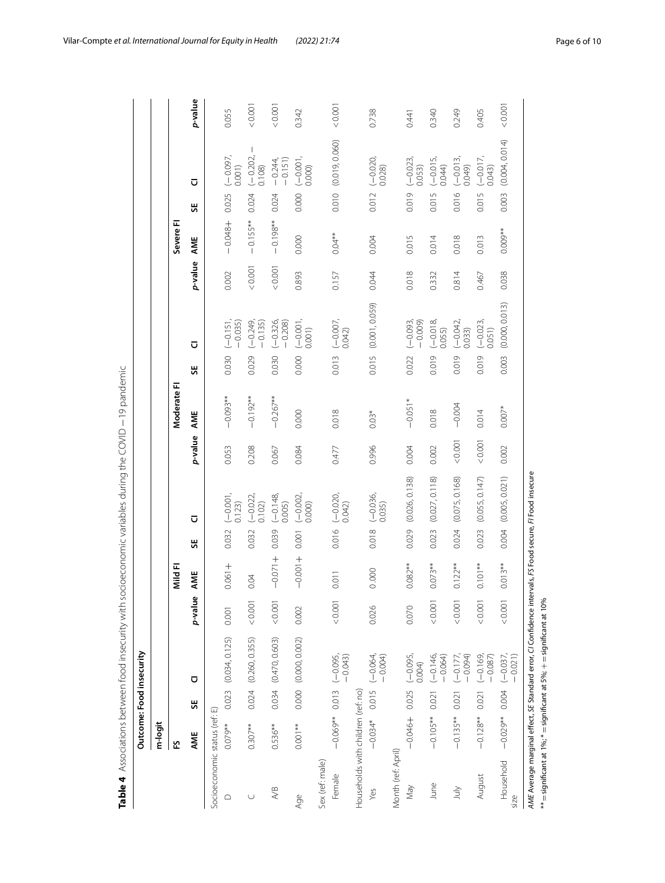**Table 4** Associations between food insecurity with socioeconomic variables during the COVID −19 pandemic

| | Outcome: Food insecurity | | | | | | | | | | | | | | | |
|---|---|---|---|---|---|---|---|---|---|---|---|---|---|---|---|---|
| | m-logit | | | | | | | | | | | | | | | |
| | FS | | | | Mild FI | | | | Moderate FI | | | | Severe FI | | | |
| | AME | SE | CI | p-value | AME | SE | CI | p-value | AME | SE | CI | p-value | AME | SE | CI | p-value |
| Socioeconomic status (ref: E) | | | | | | | | | | | | | | | | |
| D | 0.079** | 0.023 | (0.034, 0.125) | 0.001 | 0.061+ | 0.032 | (−0.001, 0.123) | 0.053 | −0.093** | 0.030 | (−0.151, −0.035) | 0.002 | −0.048+ | 0.025 | (−0.097, 0.001) | 0.055 |
| C | 0.307** | 0.024 | (0.260, 0.355) | <0.001 | 0.04 | 0.032 | (−0.022, 0.102) | 0.208 | −0.192** | 0.029 | (−0.249, −0.135) | <0.001 | −0.155** | 0.024 | (−0.202, −0.108) | <0.001 |
| A/B | 0.536** | 0.034 | (0.470, 0.603) | <0.001 | −0.071+ | 0.039 | (−0.148, 0.005) | 0.067 | −0.267** | 0.030 | (−0.326, −0.208) | <0.001 | −0.198** | 0.024 | −0.244, −0.151) | <0.001 |
| Age | 0.001** | 0.000 | (0.000, 0.002) | 0.002 | −0.001+ | 0.001 | (−0.002, 0.000) | 0.084 | 0.000 | 0.000 | (−0.001, 0.001) | 0.893 | 0.000 | 0.000 | (−0.001, 0.000) | 0.342 |
| Sex (ref: male) | | | | | | | | | | | | | | | | |
| Female | −0.069** | 0.013 | (−0.095, −0.043) | <0.001 | 0.011 | 0.016 | (−0.020, 0.042) | 0.477 | 0.018 | 0.013 | (−0.007, 0.042) | 0.157 | 0.04** | 0.010 | (0.019, 0.060) | <0.001 |
| Households with children (ref: no) | | | | | | | | | | | | | | | | |
| Yes | −0.034* | 0.015 | (−0.064, −0.004) | 0.026 | 0.000 | 0.018 | (−0.036, 0.035) | 0.996 | 0.03* | 0.015 | (0.001, 0.059) | 0.044 | 0.004 | 0.012 | (−0.020, 0.028) | 0.738 |
| Month (ref: April) | | | | | | | | | | | | | | | | |
| May | −0.046+ | 0.025 | (−0.095, 0.004) | 0.070 | 0.082** | 0.029 | (0.026, 0.138) | 0.004 | −0.051* | 0.022 | (−0.093, −0.009) | 0.018 | 0.015 | 0.019 | (−0.023, 0.053) | 0.441 |
| June | −0.105** | 0.021 | (−0.146, −0.064) | <0.001 | 0.073** | 0.023 | (0.027, 0.118) | 0.002 | 0.018 | 0.019 | (−0.018, 0.055) | 0.332 | 0.014 | 0.015 | (−0.015, 0.044) | 0.340 |
| July | −0.135** | 0.021 | (−0.177, −0.094) | <0.001 | 0.122** | 0.024 | (0.075, 0.168) | <0.001 | −0.004 | 0.019 | (−0.042, 0.033) | 0.814 | 0.018 | 0.016 | (−0.013, 0.049) | 0.249 |
| August | −0.128** | 0.021 | (−0.169, −0.087) | <0.001 | 0.101** | 0.023 | (0.055, 0.147) | <0.001 | 0.014 | 0.019 | (−0.023, 0.051) | 0.467 | 0.013 | 0.015 | (−0.017, 0.043) | 0.405 |
| Household size | −0.029** | 0.004 | (−0.037, −0.021) | <0.001 | 0.013** | 0.004 | (0.005, 0.021) | 0.002 | 0.007* | 0.003 | (0.000, 0.013) | 0.038 | 0.009** | 0.003 | (0.004, 0.014) | <0.001 |

*AME* Average marginal effect, *SE* Standard error, *CI* Confidence intervals, *FS* Food secure, *FI* Food insecure

** = significant at 1%; * = significant at 5%; + = significant at 10%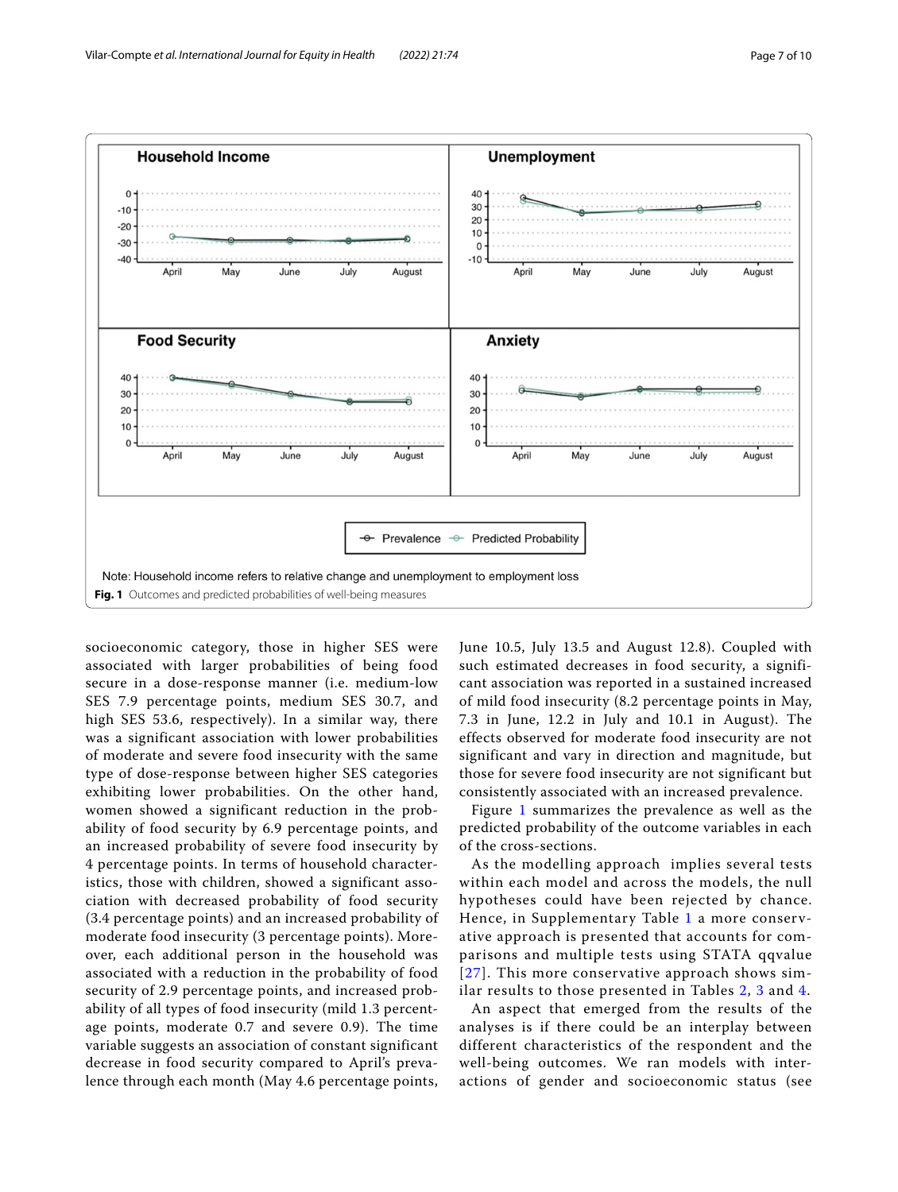Note: Household income refers to relative change and unemployment to employment loss

**Fig. 1** Outcomes and predicted probabilities of well-being measures

socioeconomic category, those in higher SES were associated with larger probabilities of being food secure in a dose-response manner (i.e. medium-low SES 7.9 percentage points, medium SES 30.7, and high SES 53.6, respectively). In a similar way, there was a significant association with lower probabilities of moderate and severe food insecurity with the same type of dose-response between higher SES categories exhibiting lower probabilities. On the other hand, women showed a significant reduction in the probability of food security by 6.9 percentage points, and an increased probability of severe food insecurity by 4 percentage points. In terms of household characteristics, those with children, showed a significant association with decreased probability of food security (3.4 percentage points) and an increased probability of moderate food insecurity (3 percentage points). Moreover, each additional person in the household was associated with a reduction in the probability of food security of 2.9 percentage points, and increased probability of all types of food insecurity (mild 1.3 percentage points, moderate 0.7 and severe 0.9). The time variable suggests an association of constant significant decrease in food security compared to April's prevalence through each month (May 4.6 percentage points, June 10.5, July 13.5 and August 12.8). Coupled with such estimated decreases in food security, a significant association was reported in a sustained increased of mild food insecurity (8.2 percentage points in May, 7.3 in June, 12.2 in July and 10.1 in August). The effects observed for moderate food insecurity are not significant and vary in direction and magnitude, but those for severe food insecurity are not significant but consistently associated with an increased prevalence.

Figure 1 summarizes the prevalence as well as the predicted probability of the outcome variables in each of the cross-sections.

As the modelling approach implies several tests within each model and across the models, the null hypotheses could have been rejected by chance. Hence, in Supplementary Table 1 a more conservative approach is presented that accounts for comparisons and multiple tests using STATA qqvalue [27]. This more conservative approach shows similar results to those presented in Tables 2, 3 and 4.

An aspect that emerged from the results of the analyses is if there could be an interplay between different characteristics of the respondent and the well-being outcomes. We ran models with interactions of gender and socioeconomic status (see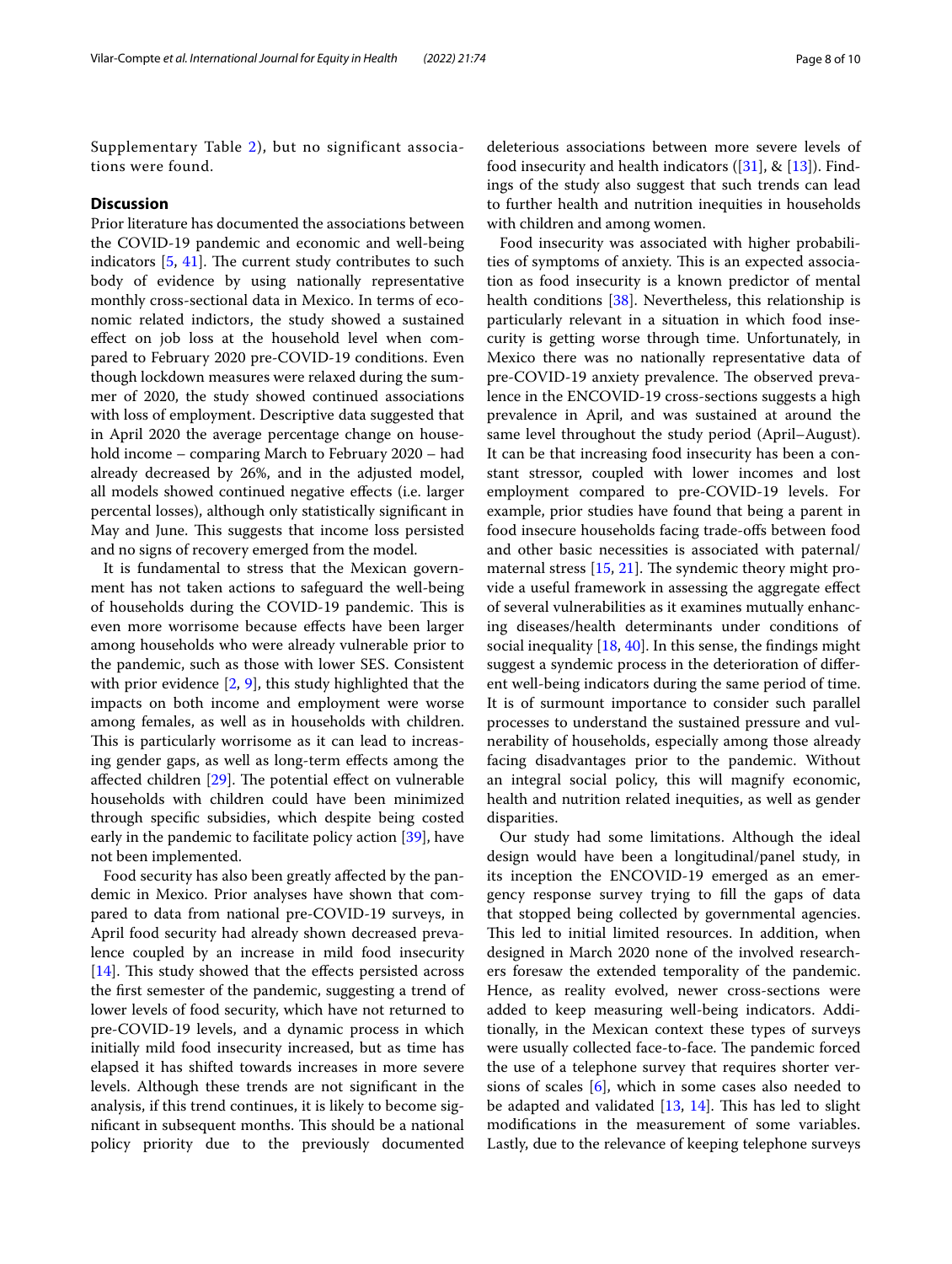Supplementary Table 2), but no significant associations were found.

## Discussion

Prior literature has documented the associations between the COVID-19 pandemic and economic and well-being indicators [5, 41]. The current study contributes to such body of evidence by using nationally representative monthly cross-sectional data in Mexico. In terms of economic related indictors, the study showed a sustained effect on job loss at the household level when compared to February 2020 pre-COVID-19 conditions. Even though lockdown measures were relaxed during the summer of 2020, the study showed continued associations with loss of employment. Descriptive data suggested that in April 2020 the average percentage change on household income – comparing March to February 2020 – had already decreased by 26%, and in the adjusted model, all models showed continued negative effects (i.e. larger percental losses), although only statistically significant in May and June. This suggests that income loss persisted and no signs of recovery emerged from the model.

It is fundamental to stress that the Mexican government has not taken actions to safeguard the well-being of households during the COVID-19 pandemic. This is even more worrisome because effects have been larger among households who were already vulnerable prior to the pandemic, such as those with lower SES. Consistent with prior evidence [2, 9], this study highlighted that the impacts on both income and employment were worse among females, as well as in households with children. This is particularly worrisome as it can lead to increasing gender gaps, as well as long-term effects among the affected children [29]. The potential effect on vulnerable households with children could have been minimized through specific subsidies, which despite being costed early in the pandemic to facilitate policy action [39], have not been implemented.

Food security has also been greatly affected by the pandemic in Mexico. Prior analyses have shown that compared to data from national pre-COVID-19 surveys, in April food security had already shown decreased prevalence coupled by an increase in mild food insecurity [14]. This study showed that the effects persisted across the first semester of the pandemic, suggesting a trend of lower levels of food security, which have not returned to pre-COVID-19 levels, and a dynamic process in which initially mild food insecurity increased, but as time has elapsed it has shifted towards increases in more severe levels. Although these trends are not significant in the analysis, if this trend continues, it is likely to become significant in subsequent months. This should be a national policy priority due to the previously documented deleterious associations between more severe levels of food insecurity and health indicators ([31], & [13]). Findings of the study also suggest that such trends can lead to further health and nutrition inequities in households with children and among women.

Food insecurity was associated with higher probabilities of symptoms of anxiety. This is an expected association as food insecurity is a known predictor of mental health conditions [38]. Nevertheless, this relationship is particularly relevant in a situation in which food insecurity is getting worse through time. Unfortunately, in Mexico there was no nationally representative data of pre-COVID-19 anxiety prevalence. The observed prevalence in the ENCOVID-19 cross-sections suggests a high prevalence in April, and was sustained at around the same level throughout the study period (April–August). It can be that increasing food insecurity has been a constant stressor, coupled with lower incomes and lost employment compared to pre-COVID-19 levels. For example, prior studies have found that being a parent in food insecure households facing trade-offs between food and other basic necessities is associated with paternal/maternal stress [15, 21]. The syndemic theory might provide a useful framework in assessing the aggregate effect of several vulnerabilities as it examines mutually enhancing diseases/health determinants under conditions of social inequality [18, 40]. In this sense, the findings might suggest a syndemic process in the deterioration of different well-being indicators during the same period of time. It is of surmount importance to consider such parallel processes to understand the sustained pressure and vulnerability of households, especially among those already facing disadvantages prior to the pandemic. Without an integral social policy, this will magnify economic, health and nutrition related inequities, as well as gender disparities.

Our study had some limitations. Although the ideal design would have been a longitudinal/panel study, in its inception the ENCOVID-19 emerged as an emergency response survey trying to fill the gaps of data that stopped being collected by governmental agencies. This led to initial limited resources. In addition, when designed in March 2020 none of the involved researchers foresaw the extended temporality of the pandemic. Hence, as reality evolved, newer cross-sections were added to keep measuring well-being indicators. Additionally, in the Mexican context these types of surveys were usually collected face-to-face. The pandemic forced the use of a telephone survey that requires shorter versions of scales [6], which in some cases also needed to be adapted and validated [13, 14]. This has led to slight modifications in the measurement of some variables. Lastly, due to the relevance of keeping telephone surveys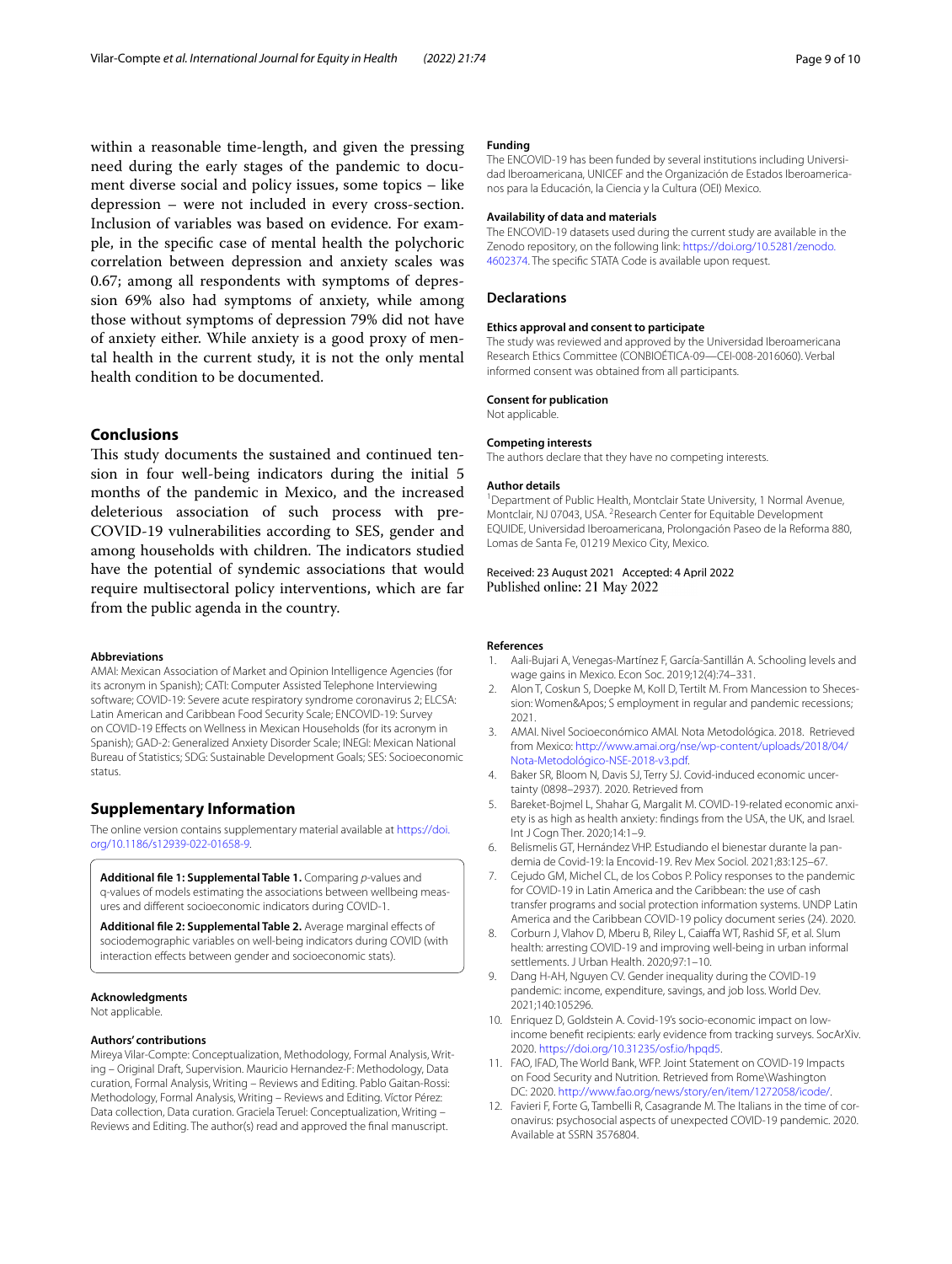within a reasonable time-length, and given the pressing need during the early stages of the pandemic to document diverse social and policy issues, some topics – like depression – were not included in every cross-section. Inclusion of variables was based on evidence. For example, in the specific case of mental health the polychoric correlation between depression and anxiety scales was 0.67; among all respondents with symptoms of depression 69% also had symptoms of anxiety, while among those without symptoms of depression 79% did not have of anxiety either. While anxiety is a good proxy of mental health in the current study, it is not the only mental health condition to be documented.

## Conclusions

This study documents the sustained and continued tension in four well-being indicators during the initial 5 months of the pandemic in Mexico, and the increased deleterious association of such process with pre-COVID-19 vulnerabilities according to SES, gender and among households with children. The indicators studied have the potential of syndemic associations that would require multisectoral policy interventions, which are far from the public agenda in the country.

### Abbreviations

AMAI: Mexican Association of Market and Opinion Intelligence Agencies (for its acronym in Spanish); CATI: Computer Assisted Telephone Interviewing software; COVID-19: Severe acute respiratory syndrome coronavirus 2; ELCSA: Latin American and Caribbean Food Security Scale; ENCOVID-19: Survey on COVID-19 Effects on Wellness in Mexican Households (for its acronym in Spanish); GAD-2: Generalized Anxiety Disorder Scale; INEGI: Mexican National Bureau of Statistics; SDG: Sustainable Development Goals; SES: Socioeconomic status.

## Supplementary Information

The online version contains supplementary material available at https://doi.org/10.1186/s12939-022-01658-9.

**Additional file 1: Supplemental Table 1.** Comparing *p*-values and q-values of models estimating the associations between wellbeing measures and different socioeconomic indicators during COVID-1.

**Additional file 2: Supplemental Table 2.** Average marginal effects of sociodemographic variables on well-being indicators during COVID (with interaction effects between gender and socioeconomic stats).

### Acknowledgments

Not applicable.

### Authors' contributions

Mireya Vilar-Compte: Conceptualization, Methodology, Formal Analysis, Writing – Original Draft, Supervision. Mauricio Hernandez-F: Methodology, Data curation, Formal Analysis, Writing – Reviews and Editing. Pablo Gaitan-Rossi: Methodology, Formal Analysis, Writing – Reviews and Editing. Víctor Pérez: Data collection, Data curation. Graciela Teruel: Conceptualization, Writing – Reviews and Editing. The author(s) read and approved the final manuscript.

### Funding

The ENCOVID-19 has been funded by several institutions including Universidad Iberoamericana, UNICEF and the Organización de Estados Iberoamericanos para la Educación, la Ciencia y la Cultura (OEI) Mexico.

### Availability of data and materials

The ENCOVID-19 datasets used during the current study are available in the Zenodo repository, on the following link: https://doi.org/10.5281/zenodo.4602374. The specific STATA Code is available upon request.

## Declarations

### Ethics approval and consent to participate

The study was reviewed and approved by the Universidad Iberoamericana Research Ethics Committee (CONBIOÉTICA-09—CEI-008-2016060). Verbal informed consent was obtained from all participants.

### Consent for publication

Not applicable.

### Competing interests

The authors declare that they have no competing interests.

### Author details

[1]Department of Public Health, Montclair State University, 1 Normal Avenue, Montclair, NJ 07043, USA. [2]Research Center for Equitable Development EQUIDE, Universidad Iberoamericana, Prolongación Paseo de la Reforma 880, Lomas de Santa Fe, 01219 Mexico City, Mexico.

Received: 23 August 2021 Accepted: 4 April 2022
Published online: 21 May 2022

### References

1. Aali-Bujari A, Venegas-Martínez F, García-Santillán A. Schooling levels and wage gains in Mexico. Econ Soc. 2019;12(4):74–331.
2. Alon T, Coskun S, Doepke M, Koll D, Tertilt M. From Mancession to Shecession: Women&Apos; S employment in regular and pandemic recessions; 2021.
3. AMAI. Nivel Socioeconómico AMAI. Nota Metodológica. 2018. Retrieved from Mexico: http://www.amai.org/nse/wp-content/uploads/2018/04/Nota-Metodológico-NSE-2018-v3.pdf.
4. Baker SR, Bloom N, Davis SJ, Terry SJ. Covid-induced economic uncertainty (0898–2937). 2020. Retrieved from
5. Bareket-Bojmel L, Shahar G, Margalit M. COVID-19-related economic anxiety is as high as health anxiety: findings from the USA, the UK, and Israel. Int J Cogn Ther. 2020;14:1–9.
6. Belismelis GT, Hernández VHP. Estudiando el bienestar durante la pandemia de Covid-19: la Encovid-19. Rev Mex Sociol. 2021;83:125–67.
7. Cejudo GM, Michel CL, de los Cobos P. Policy responses to the pandemic for COVID-19 in Latin America and the Caribbean: the use of cash transfer programs and social protection information systems. UNDP Latin America and the Caribbean COVID-19 policy document series (24). 2020.
8. Corburn J, Vlahov D, Mberu B, Riley L, Caiaffa WT, Rashid SF, et al. Slum health: arresting COVID-19 and improving well-being in urban informal settlements. J Urban Health. 2020;97:1–10.
9. Dang H-AH, Nguyen CV. Gender inequality during the COVID-19 pandemic: income, expenditure, savings, and job loss. World Dev. 2021;140:105296.
10. Enriquez D, Goldstein A. Covid-19's socio-economic impact on low-income benefit recipients: early evidence from tracking surveys. SocArXiv. 2020. https://doi.org/10.31235/osf.io/hpqd5.
11. FAO, IFAD, The World Bank, WFP. Joint Statement on COVID-19 Impacts on Food Security and Nutrition. Retrieved from Rome\Washington DC: 2020. http://www.fao.org/news/story/en/item/1272058/icode/.
12. Favieri F, Forte G, Tambelli R, Casagrande M. The Italians in the time of coronavirus: psychosocial aspects of unexpected COVID-19 pandemic. 2020. Available at SSRN 3576804.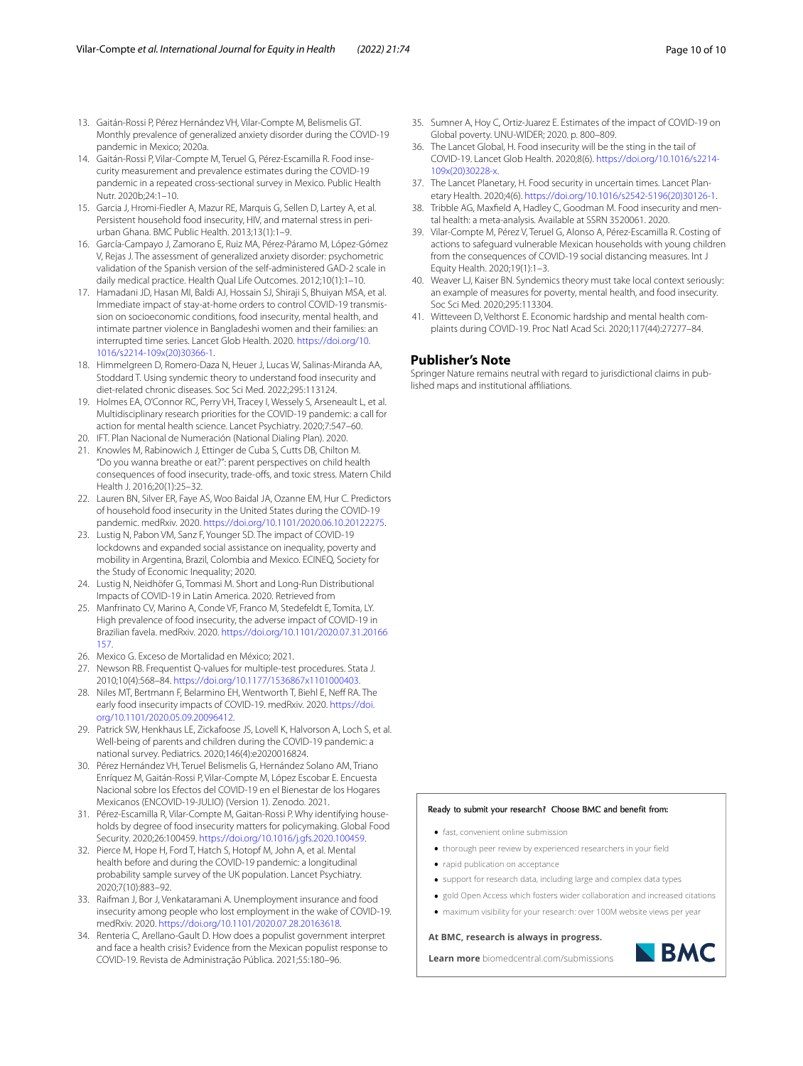13. Gaitán-Rossi P, Pérez Hernández VH, Vilar-Compte M, Belismelis GT. Monthly prevalence of generalized anxiety disorder during the COVID-19 pandemic in Mexico; 2020a.
14. Gaitán-Rossi P, Vilar-Compte M, Teruel G, Pérez-Escamilla R. Food insecurity measurement and prevalence estimates during the COVID-19 pandemic in a repeated cross-sectional survey in Mexico. Public Health Nutr. 2020b;24:1–10.
15. Garcia J, Hromi-Fiedler A, Mazur RE, Marquis G, Sellen D, Lartey A, et al. Persistent household food insecurity, HIV, and maternal stress in peri-urban Ghana. BMC Public Health. 2013;13(1):1–9.
16. García-Campayo J, Zamorano E, Ruiz MA, Pérez-Páramo M, López-Gómez V, Rejas J. The assessment of generalized anxiety disorder: psychometric validation of the Spanish version of the self-administered GAD-2 scale in daily medical practice. Health Qual Life Outcomes. 2012;10(1):1–10.
17. Hamadani JD, Hasan MI, Baldi AJ, Hossain SJ, Shiraji S, Bhuiyan MSA, et al. Immediate impact of stay-at-home orders to control COVID-19 transmission on socioeconomic conditions, food insecurity, mental health, and intimate partner violence in Bangladeshi women and their families: an interrupted time series. Lancet Glob Health. 2020. https://doi.org/10.1016/s2214-109x(20)30366-1.
18. Himmelgreen D, Romero-Daza N, Heuer J, Lucas W, Salinas-Miranda AA, Stoddard T. Using syndemic theory to understand food insecurity and diet-related chronic diseases. Soc Sci Med. 2022;295:113124.
19. Holmes EA, O'Connor RC, Perry VH, Tracey I, Wessely S, Arseneault L, et al. Multidisciplinary research priorities for the COVID-19 pandemic: a call for action for mental health science. Lancet Psychiatry. 2020;7:547–60.
20. IFT. Plan Nacional de Numeración (National Dialing Plan). 2020.
21. Knowles M, Rabinowich J, Ettinger de Cuba S, Cutts DB, Chilton M. "Do you wanna breathe or eat?": parent perspectives on child health consequences of food insecurity, trade-offs, and toxic stress. Matern Child Health J. 2016;20(1):25–32.
22. Lauren BN, Silver ER, Faye AS, Woo Baidal JA, Ozanne EM, Hur C. Predictors of household food insecurity in the United States during the COVID-19 pandemic. medRxiv. 2020. https://doi.org/10.1101/2020.06.10.20122275.
23. Lustig N, Pabon VM, Sanz F, Younger SD. The impact of COVID-19 lockdowns and expanded social assistance on inequality, poverty and mobility in Argentina, Brazil, Colombia and Mexico. ECINEQ, Society for the Study of Economic Inequality; 2020.
24. Lustig N, Neidhöfer G, Tommasi M. Short and Long-Run Distributional Impacts of COVID-19 in Latin America. 2020. Retrieved from
25. Manfrinato CV, Marino A, Conde VF, Franco M, Stedefeldt E, Tomita, LY. High prevalence of food insecurity, the adverse impact of COVID-19 in Brazilian favela. medRxiv. 2020. https://doi.org/10.1101/2020.07.31.20166157.
26. Mexico G. Exceso de Mortalidad en México; 2021.
27. Newson RB. Frequentist Q-values for multiple-test procedures. Stata J. 2010;10(4):568–84. https://doi.org/10.1177/1536867x1101000403.
28. Niles MT, Bertmann F, Belarmino EH, Wentworth T, Biehl E, Neff RA. The early food insecurity impacts of COVID-19. medRxiv. 2020. https://doi.org/10.1101/2020.05.09.20096412.
29. Patrick SW, Henkhaus LE, Zickafoose JS, Lovell K, Halvorson A, Loch S, et al. Well-being of parents and children during the COVID-19 pandemic: a national survey. Pediatrics. 2020;146(4):e2020016824.
30. Pérez Hernández VH, Teruel Belismelis G, Hernández Solano AM, Triano Enríquez M, Gaitán-Rossi P, Vilar-Compte M, López Escobar E. Encuesta Nacional sobre los Efectos del COVID-19 en el Bienestar de los Hogares Mexicanos (ENCOVID-19-JULIO) (Version 1). Zenodo. 2021.
31. Pérez-Escamilla R, Vilar-Compte M, Gaitan-Rossi P. Why identifying households by degree of food insecurity matters for policymaking. Global Food Security. 2020;26:100459. https://doi.org/10.1016/j.gfs.2020.100459.
32. Pierce M, Hope H, Ford T, Hatch S, Hotopf M, John A, et al. Mental health before and during the COVID-19 pandemic: a longitudinal probability sample survey of the UK population. Lancet Psychiatry. 2020;7(10):883–92.
33. Raifman J, Bor J, Venkataramani A. Unemployment insurance and food insecurity among people who lost employment in the wake of COVID-19. medRxiv. 2020. https://doi.org/10.1101/2020.07.28.20163618.
34. Renteria C, Arellano-Gault D. How does a populist government interpret and face a health crisis? Evidence from the Mexican populist response to COVID-19. Revista de Administração Pública. 2021;55:180–96.
35. Sumner A, Hoy C, Ortiz-Juarez E. Estimates of the impact of COVID-19 on Global poverty. UNU-WIDER; 2020. p. 800–809.
36. The Lancet Global, H. Food insecurity will be the sting in the tail of COVID-19. Lancet Glob Health. 2020;8(6). https://doi.org/10.1016/s2214-109x(20)30228-x.
37. The Lancet Planetary, H. Food security in uncertain times. Lancet Planetary Health. 2020;4(6). https://doi.org/10.1016/s2542-5196(20)30126-1.
38. Tribble AG, Maxfield A, Hadley C, Goodman M. Food insecurity and mental health: a meta-analysis. Available at SSRN 3520061. 2020.
39. Vilar-Compte M, Pérez V, Teruel G, Alonso A, Pérez-Escamilla R. Costing of actions to safeguard vulnerable Mexican households with young children from the consequences of COVID-19 social distancing measures. Int J Equity Health. 2020;19(1):1–3.
40. Weaver LJ, Kaiser BN. Syndemics theory must take local context seriously: an example of measures for poverty, mental health, and food insecurity. Soc Sci Med. 2022;295:113304.
41. Witteveen D, Velthorst E. Economic hardship and mental health complaints during COVID-19. Proc Natl Acad Sci. 2020;117(44):27277–84.

## Publisher's Note

Springer Nature remains neutral with regard to jurisdictional claims in published maps and institutional affiliations.

Ready to submit your research? Choose BMC and benefit from:

- fast, convenient online submission
- thorough peer review by experienced researchers in your field
- rapid publication on acceptance
- support for research data, including large and complex data types
- gold Open Access which fosters wider collaboration and increased citations
- maximum visibility for your research: over 100M website views per year

**At BMC, research is always in progress.**

**Learn more** biomedcentral.com/submissions

BMC